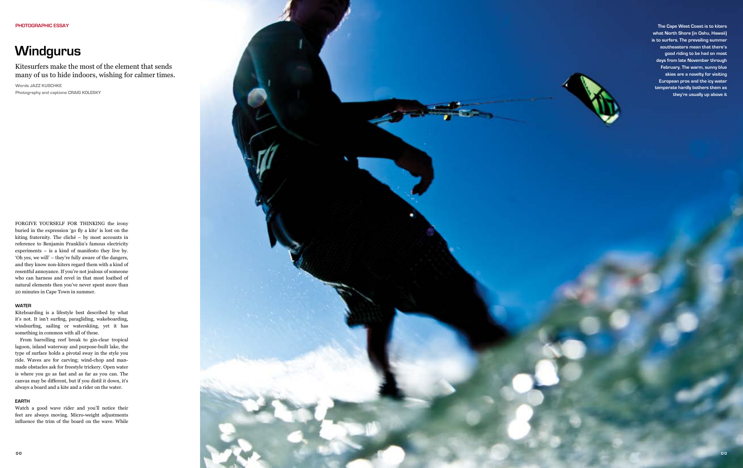PHOTOGRAPHIC ESSAY

# Windgurus

Kitesurfers make the most of the element that sends many of us to hide indoors, wishing for calmer times.

Words **JAZZ KUSCHKE**
Photography and captions **CRAIG KOLESKY**

FORGIVE YOURSELF FOR THINKING the irony buried in the expression 'go fly a kite' is lost on the kiting fraternity. The cliché – by most accounts in reference to Benjamin Franklin's famous electricity experiments – is a kind of manifesto they live by. 'Oh yes, we will' – they're fully aware of the dangers, and they know non-kiters regard them with a kind of resentful annoyance. If you're not jealous of someone who can harness and revel in that most loathed of natural elements then you've never spent more than 20 minutes in Cape Town in summer.

## WATER

Kiteboarding is a lifestyle best described by what it's not. It isn't surfing, paragliding, wakeboarding, windsurfing, sailing or waterskiing, yet it has something in common with all of these.

From barrelling reef break to gin-clear tropical lagoon, inland waterway and purpose-built lake, the type of surface holds a pivotal sway in the style you ride. Waves are for carving; wind-chop and man-made obstacles ask for freestyle trickery. Open water is where you go as fast and as far as you can. The canvas may be different, but if you distil it down, it's always a board and a kite and a rider on the water.

## EARTH

Watch a good wave rider and you'll notice their feet are always moving. Micro-weight adjustments influence the trim of the board on the wave. While

The Cape West Coast is to kiters what North Shore (in Oahu, Hawaii) is to surfers. The prevailing summer southeasters mean that there's good riding to be had on most days from late November through February. The warm, sunny blue skies are a novelty for visiting European pros and the icy water temperate hardly bothers them as they're usually up above it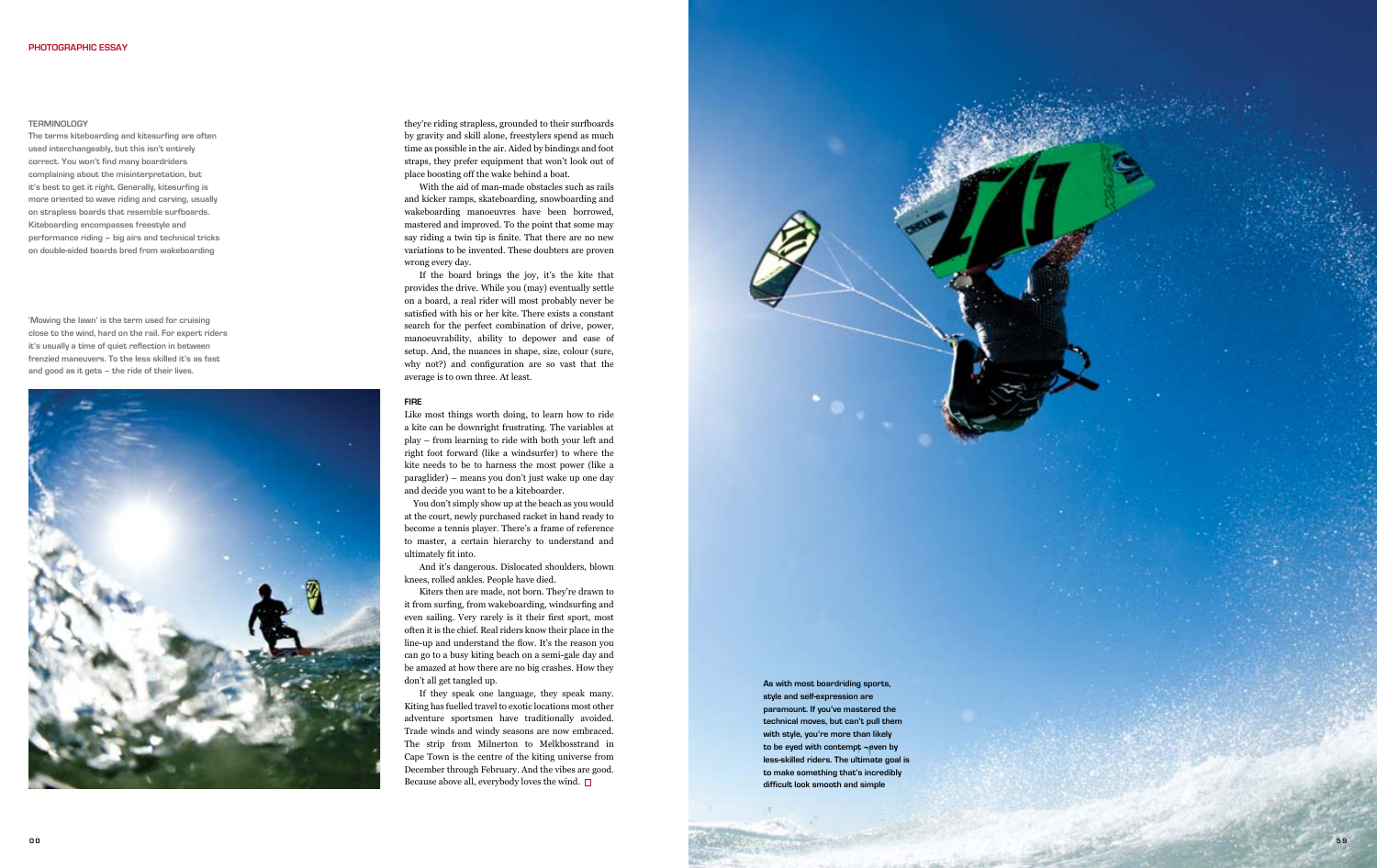TERMINOLOGY

The terms kiteboarding and kitesurfing are often used interchangeably, but this isn't entirely correct. You won't find many boardriders complaining about the misinterpretation, but it's best to get it right. Generally, kitesurfing is more oriented to wave riding and carving, usually on strapless boards that resemble surfboards. Kiteboarding encompasses freestyle and performance riding – big airs and technical tricks on double-sided boards bred from wakeboarding

'Mowing the lawn' is the term used for cruising close to the wind, hard on the rail. For expert riders it's usually a time of quiet reflection in between frenzied maneuvers. To the less skilled it's as fast and good as it gets – the ride of their lives.

they're riding strapless, grounded to their surfboards by gravity and skill alone, freestylers spend as much time as possible in the air. Aided by bindings and foot straps, they prefer equipment that won't look out of place boosting off the wake behind a boat.

With the aid of man-made obstacles such as rails and kicker ramps, skateboarding, snowboarding and wakeboarding manoeuvres have been borrowed, mastered and improved. To the point that some may say riding a twin tip is finite. That there are no new variations to be invented. These doubters are proven wrong every day.

If the board brings the joy, it's the kite that provides the drive. While you (may) eventually settle on a board, a real rider will most probably never be satisfied with his or her kite. There exists a constant search for the perfect combination of drive, power, manoeuvrability, ability to depower and ease of setup. And, the nuances in shape, size, colour (sure, why not?) and configuration are so vast that the average is to own three. At least.

## FIRE

Like most things worth doing, to learn how to ride a kite can be downright frustrating. The variables at play – from learning to ride with both your left and right foot forward (like a windsurfer) to where the kite needs to be to harness the most power (like a paraglider) – means you don't just wake up one day and decide you want to be a kiteboarder.

You don't simply show up at the beach as you would at the court, newly purchased racket in hand ready to become a tennis player. There's a frame of reference to master, a certain hierarchy to understand and ultimately fit into.

And it's dangerous. Dislocated shoulders, blown knees, rolled ankles. People have died.

Kiters then are made, not born. They're drawn to it from surfing, from wakeboarding, windsurfing and even sailing. Very rarely is it their first sport, most often it is the chief. Real riders know their place in the line-up and understand the flow. It's the reason you can go to a busy kiting beach on a semi-gale day and be amazed at how there are no big crashes. How they don't all get tangled up.

If they speak one language, they speak many. Kiting has fuelled travel to exotic locations most other adventure sportsmen have traditionally avoided. Trade winds and windy seasons are now embraced. The strip from Milnerton to Melkbosstrand in Cape Town is the centre of the kiting universe from December through February. And the vibes are good. Because above all, everybody loves the wind. □

As with most boardriding sports, style and self-expression are paramount. If you've mastered the technical moves, but can't pull them with style, you're more than likely to be eyed with contempt – even by less-skilled riders. The ultimate goal is to make something that's incredibly difficult look smooth and simple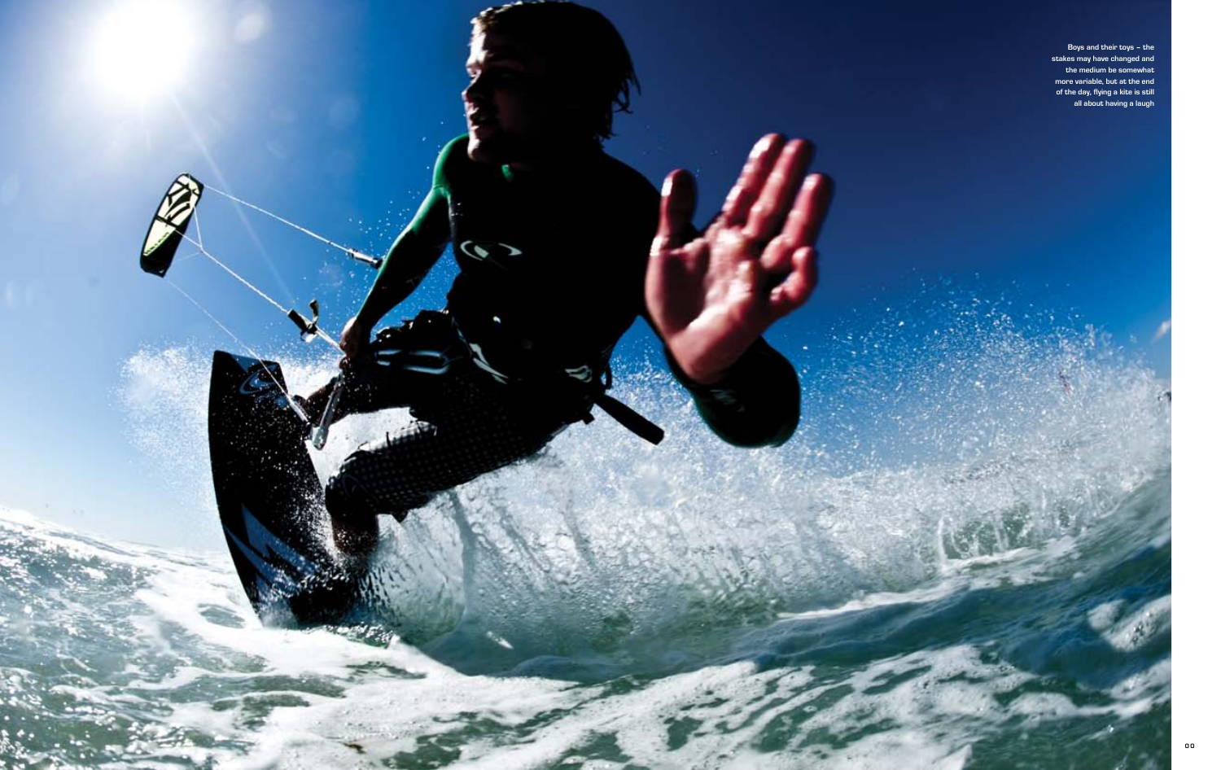Boys and their toys – the stakes may have changed and the medium be somewhat more variable, but at the end of the day, flying a kite is still all about having a laugh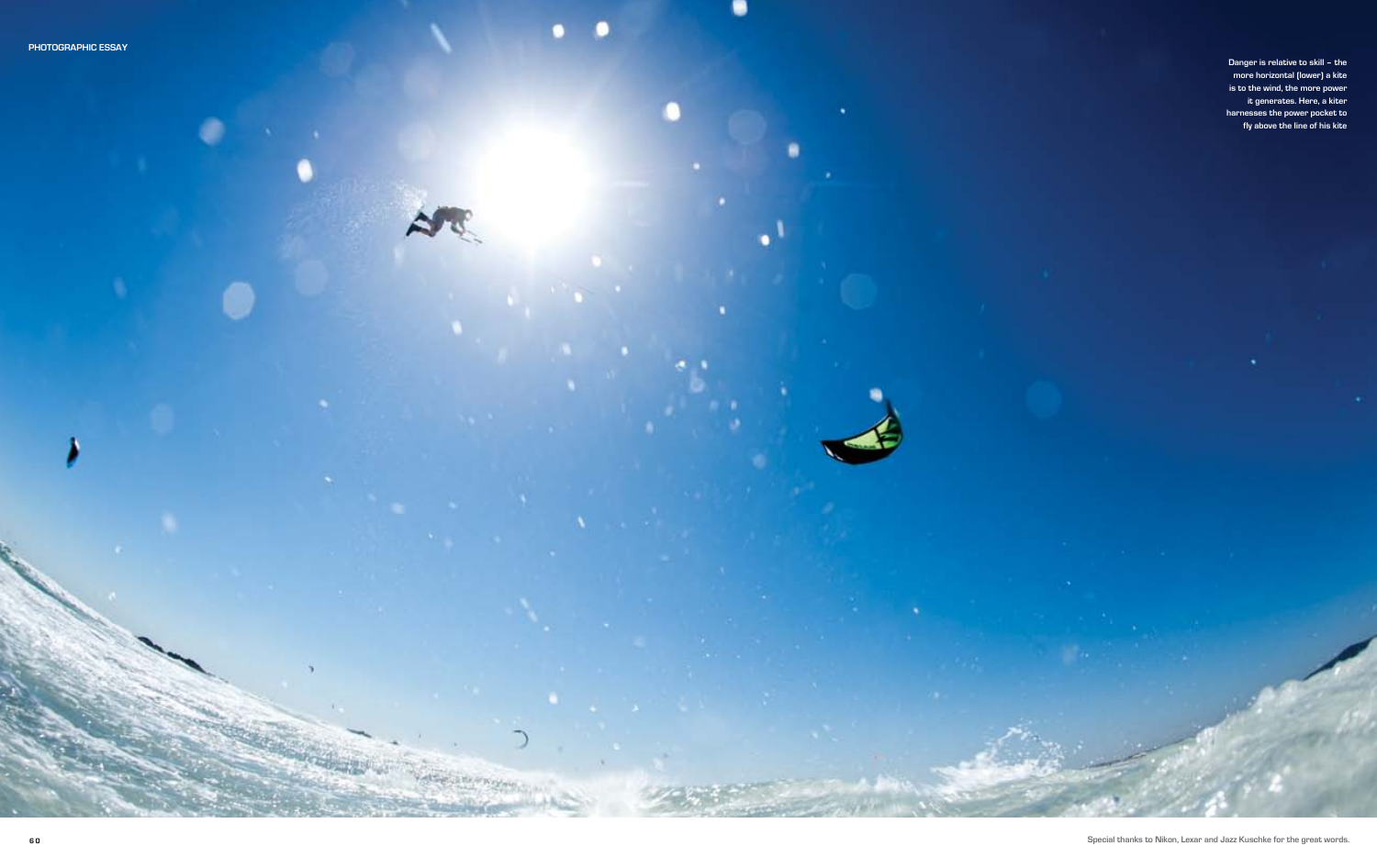Danger is relative to skill – the more horizontal (lower) a kite is to the wind, the more power it generates. Here, a kiter harnesses the power pocket to fly above the line of his kite

Special thanks to Nikon, Lexar and Jazz Kuschke for the great words.